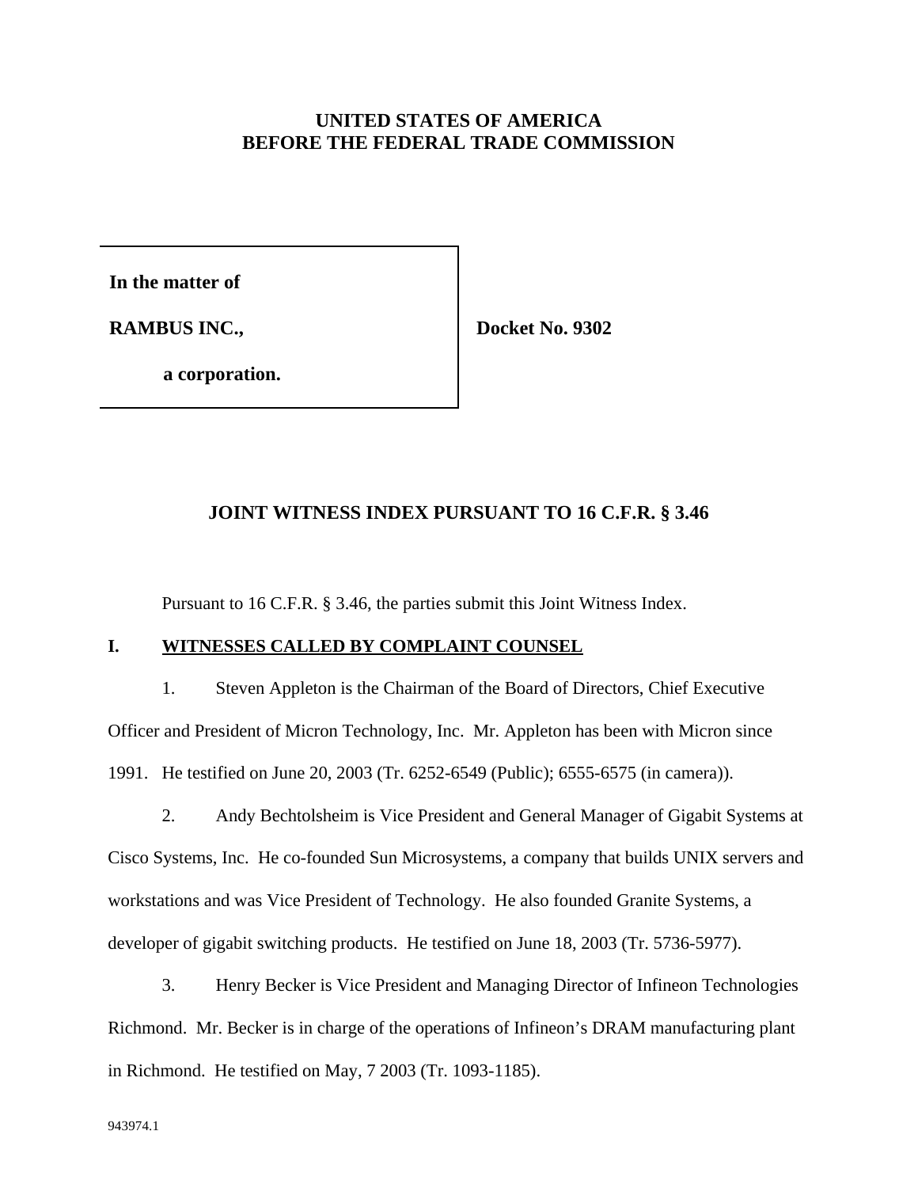**UNITED STATES OF AMERICA**
**BEFORE THE FEDERAL TRADE COMMISSION**

| | |
|---|---|
| **In the matter of**<br><br>**RAMBUS INC.,**<br><br>**a corporation.** | **Docket No. 9302** |

## JOINT WITNESS INDEX PURSUANT TO 16 C.F.R. § 3.46

Pursuant to 16 C.F.R. § 3.46, the parties submit this Joint Witness Index.

### I. WITNESSES CALLED BY COMPLAINT COUNSEL

1. Steven Appleton is the Chairman of the Board of Directors, Chief Executive Officer and President of Micron Technology, Inc. Mr. Appleton has been with Micron since 1991. He testified on June 20, 2003 (Tr. 6252-6549 (Public); 6555-6575 (in camera)).

2. Andy Bechtolsheim is Vice President and General Manager of Gigabit Systems at Cisco Systems, Inc. He co-founded Sun Microsystems, a company that builds UNIX servers and workstations and was Vice President of Technology. He also founded Granite Systems, a developer of gigabit switching products. He testified on June 18, 2003 (Tr. 5736-5977).

3. Henry Becker is Vice President and Managing Director of Infineon Technologies Richmond. Mr. Becker is in charge of the operations of Infineon's DRAM manufacturing plant in Richmond. He testified on May, 7 2003 (Tr. 1093-1185).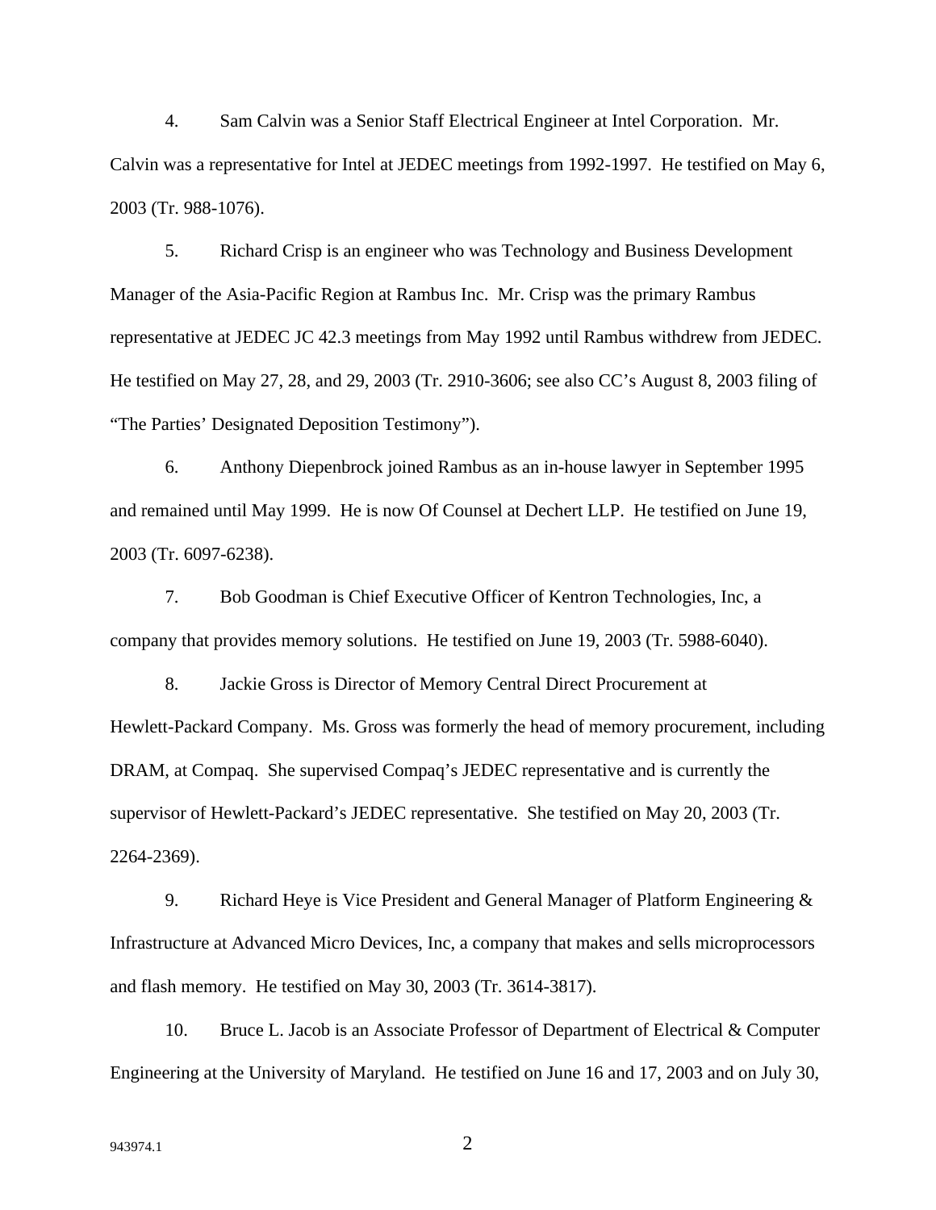4. Sam Calvin was a Senior Staff Electrical Engineer at Intel Corporation. Mr. Calvin was a representative for Intel at JEDEC meetings from 1992-1997. He testified on May 6, 2003 (Tr. 988-1076).

5. Richard Crisp is an engineer who was Technology and Business Development Manager of the Asia-Pacific Region at Rambus Inc. Mr. Crisp was the primary Rambus representative at JEDEC JC 42.3 meetings from May 1992 until Rambus withdrew from JEDEC. He testified on May 27, 28, and 29, 2003 (Tr. 2910-3606; see also CC's August 8, 2003 filing of "The Parties' Designated Deposition Testimony").

6. Anthony Diepenbrock joined Rambus as an in-house lawyer in September 1995 and remained until May 1999. He is now Of Counsel at Dechert LLP. He testified on June 19, 2003 (Tr. 6097-6238).

7. Bob Goodman is Chief Executive Officer of Kentron Technologies, Inc, a company that provides memory solutions. He testified on June 19, 2003 (Tr. 5988-6040).

8. Jackie Gross is Director of Memory Central Direct Procurement at Hewlett-Packard Company. Ms. Gross was formerly the head of memory procurement, including DRAM, at Compaq. She supervised Compaq's JEDEC representative and is currently the supervisor of Hewlett-Packard's JEDEC representative. She testified on May 20, 2003 (Tr. 2264-2369).

9. Richard Heye is Vice President and General Manager of Platform Engineering & Infrastructure at Advanced Micro Devices, Inc, a company that makes and sells microprocessors and flash memory. He testified on May 30, 2003 (Tr. 3614-3817).

10. Bruce L. Jacob is an Associate Professor of Department of Electrical & Computer Engineering at the University of Maryland. He testified on June 16 and 17, 2003 and on July 30,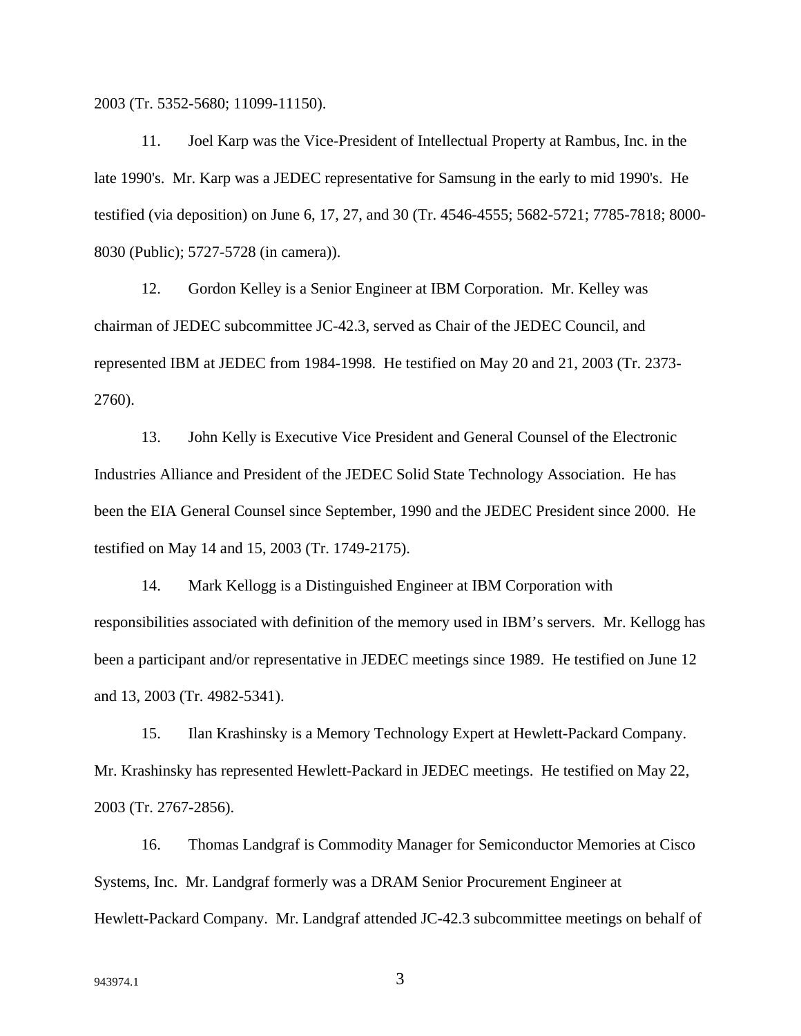2003 (Tr. 5352-5680; 11099-11150).

11. Joel Karp was the Vice-President of Intellectual Property at Rambus, Inc. in the late 1990's. Mr. Karp was a JEDEC representative for Samsung in the early to mid 1990's. He testified (via deposition) on June 6, 17, 27, and 30 (Tr. 4546-4555; 5682-5721; 7785-7818; 8000-8030 (Public); 5727-5728 (in camera)).

12. Gordon Kelley is a Senior Engineer at IBM Corporation. Mr. Kelley was chairman of JEDEC subcommittee JC-42.3, served as Chair of the JEDEC Council, and represented IBM at JEDEC from 1984-1998. He testified on May 20 and 21, 2003 (Tr. 2373-2760).

13. John Kelly is Executive Vice President and General Counsel of the Electronic Industries Alliance and President of the JEDEC Solid State Technology Association. He has been the EIA General Counsel since September, 1990 and the JEDEC President since 2000. He testified on May 14 and 15, 2003 (Tr. 1749-2175).

14. Mark Kellogg is a Distinguished Engineer at IBM Corporation with responsibilities associated with definition of the memory used in IBM's servers. Mr. Kellogg has been a participant and/or representative in JEDEC meetings since 1989. He testified on June 12 and 13, 2003 (Tr. 4982-5341).

15. Ilan Krashinsky is a Memory Technology Expert at Hewlett-Packard Company. Mr. Krashinsky has represented Hewlett-Packard in JEDEC meetings. He testified on May 22, 2003 (Tr. 2767-2856).

16. Thomas Landgraf is Commodity Manager for Semiconductor Memories at Cisco Systems, Inc. Mr. Landgraf formerly was a DRAM Senior Procurement Engineer at Hewlett-Packard Company. Mr. Landgraf attended JC-42.3 subcommittee meetings on behalf of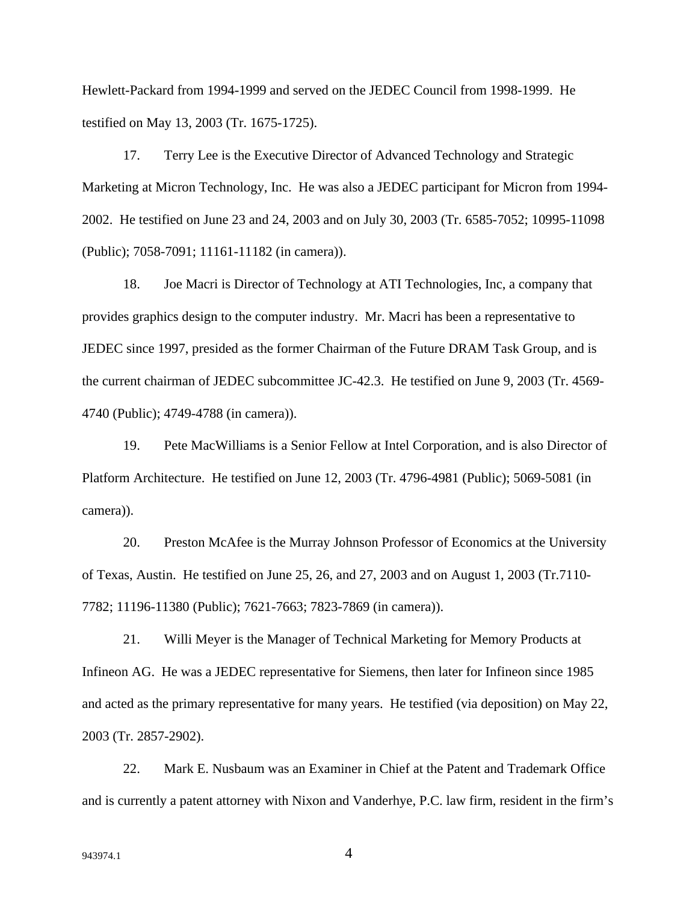Hewlett-Packard from 1994-1999 and served on the JEDEC Council from 1998-1999. He testified on May 13, 2003 (Tr. 1675-1725).

17. Terry Lee is the Executive Director of Advanced Technology and Strategic Marketing at Micron Technology, Inc. He was also a JEDEC participant for Micron from 1994-2002. He testified on June 23 and 24, 2003 and on July 30, 2003 (Tr. 6585-7052; 10995-11098 (Public); 7058-7091; 11161-11182 (in camera)).

18. Joe Macri is Director of Technology at ATI Technologies, Inc, a company that provides graphics design to the computer industry. Mr. Macri has been a representative to JEDEC since 1997, presided as the former Chairman of the Future DRAM Task Group, and is the current chairman of JEDEC subcommittee JC-42.3. He testified on June 9, 2003 (Tr. 4569-4740 (Public); 4749-4788 (in camera)).

19. Pete MacWilliams is a Senior Fellow at Intel Corporation, and is also Director of Platform Architecture. He testified on June 12, 2003 (Tr. 4796-4981 (Public); 5069-5081 (in camera)).

20. Preston McAfee is the Murray Johnson Professor of Economics at the University of Texas, Austin. He testified on June 25, 26, and 27, 2003 and on August 1, 2003 (Tr.7110-7782; 11196-11380 (Public); 7621-7663; 7823-7869 (in camera)).

21. Willi Meyer is the Manager of Technical Marketing for Memory Products at Infineon AG. He was a JEDEC representative for Siemens, then later for Infineon since 1985 and acted as the primary representative for many years. He testified (via deposition) on May 22, 2003 (Tr. 2857-2902).

22. Mark E. Nusbaum was an Examiner in Chief at the Patent and Trademark Office and is currently a patent attorney with Nixon and Vanderhye, P.C. law firm, resident in the firm's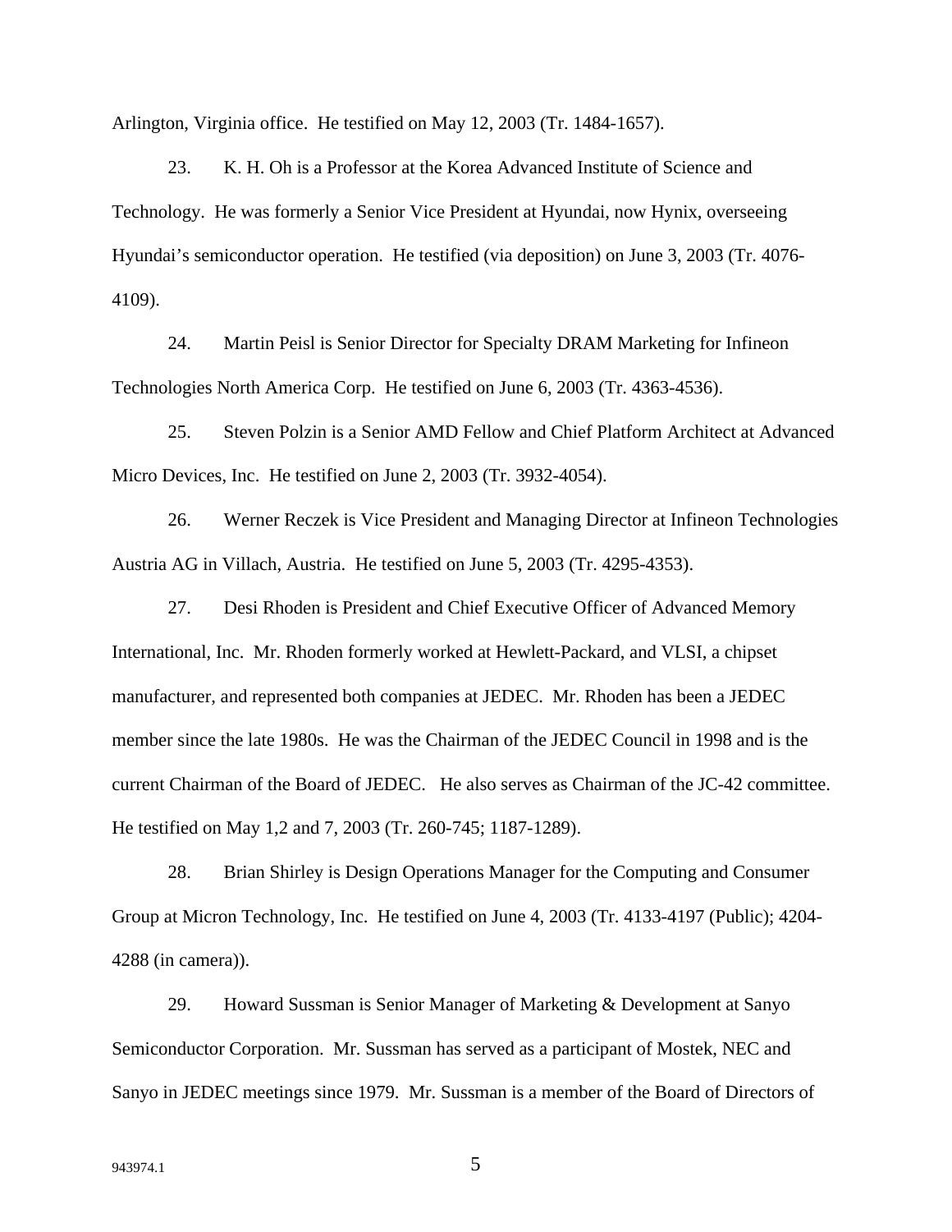Arlington, Virginia office. He testified on May 12, 2003 (Tr. 1484-1657).

23. K. H. Oh is a Professor at the Korea Advanced Institute of Science and Technology. He was formerly a Senior Vice President at Hyundai, now Hynix, overseeing Hyundai's semiconductor operation. He testified (via deposition) on June 3, 2003 (Tr. 4076-4109).

24. Martin Peisl is Senior Director for Specialty DRAM Marketing for Infineon Technologies North America Corp. He testified on June 6, 2003 (Tr. 4363-4536).

25. Steven Polzin is a Senior AMD Fellow and Chief Platform Architect at Advanced Micro Devices, Inc. He testified on June 2, 2003 (Tr. 3932-4054).

26. Werner Reczek is Vice President and Managing Director at Infineon Technologies Austria AG in Villach, Austria. He testified on June 5, 2003 (Tr. 4295-4353).

27. Desi Rhoden is President and Chief Executive Officer of Advanced Memory International, Inc. Mr. Rhoden formerly worked at Hewlett-Packard, and VLSI, a chipset manufacturer, and represented both companies at JEDEC. Mr. Rhoden has been a JEDEC member since the late 1980s. He was the Chairman of the JEDEC Council in 1998 and is the current Chairman of the Board of JEDEC. He also serves as Chairman of the JC-42 committee. He testified on May 1,2 and 7, 2003 (Tr. 260-745; 1187-1289).

28. Brian Shirley is Design Operations Manager for the Computing and Consumer Group at Micron Technology, Inc. He testified on June 4, 2003 (Tr. 4133-4197 (Public); 4204-4288 (in camera)).

29. Howard Sussman is Senior Manager of Marketing & Development at Sanyo Semiconductor Corporation. Mr. Sussman has served as a participant of Mostek, NEC and Sanyo in JEDEC meetings since 1979. Mr. Sussman is a member of the Board of Directors of

943974.1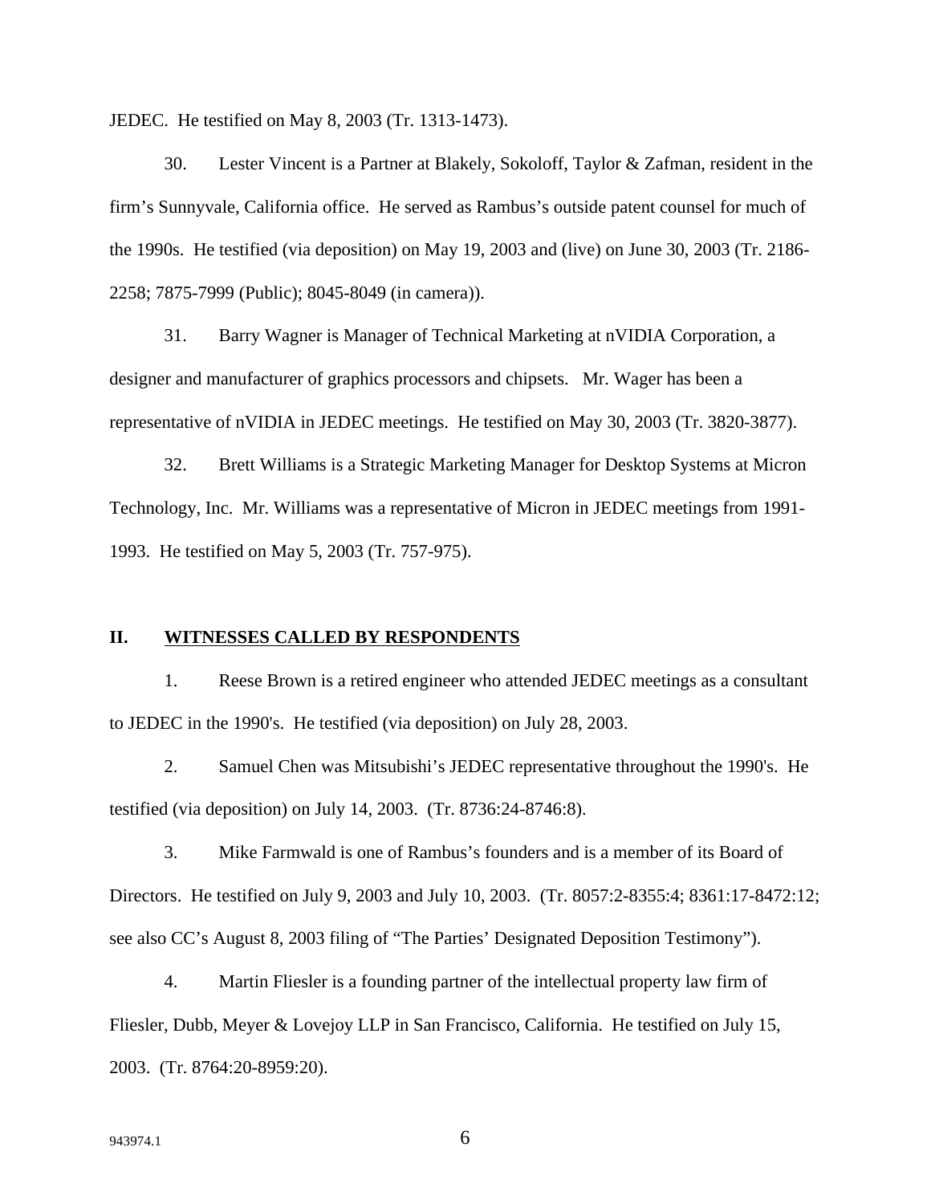JEDEC. He testified on May 8, 2003 (Tr. 1313-1473).

30. Lester Vincent is a Partner at Blakely, Sokoloff, Taylor & Zafman, resident in the firm's Sunnyvale, California office. He served as Rambus's outside patent counsel for much of the 1990s. He testified (via deposition) on May 19, 2003 and (live) on June 30, 2003 (Tr. 2186-2258; 7875-7999 (Public); 8045-8049 (in camera)).

31. Barry Wagner is Manager of Technical Marketing at nVIDIA Corporation, a designer and manufacturer of graphics processors and chipsets. Mr. Wager has been a representative of nVIDIA in JEDEC meetings. He testified on May 30, 2003 (Tr. 3820-3877).

32. Brett Williams is a Strategic Marketing Manager for Desktop Systems at Micron Technology, Inc. Mr. Williams was a representative of Micron in JEDEC meetings from 1991-1993. He testified on May 5, 2003 (Tr. 757-975).

## II. WITNESSES CALLED BY RESPONDENTS

1. Reese Brown is a retired engineer who attended JEDEC meetings as a consultant to JEDEC in the 1990's. He testified (via deposition) on July 28, 2003.

2. Samuel Chen was Mitsubishi's JEDEC representative throughout the 1990's. He testified (via deposition) on July 14, 2003. (Tr. 8736:24-8746:8).

3. Mike Farmwald is one of Rambus's founders and is a member of its Board of Directors. He testified on July 9, 2003 and July 10, 2003. (Tr. 8057:2-8355:4; 8361:17-8472:12; see also CC's August 8, 2003 filing of "The Parties' Designated Deposition Testimony").

4. Martin Fliesler is a founding partner of the intellectual property law firm of Fliesler, Dubb, Meyer & Lovejoy LLP in San Francisco, California. He testified on July 15, 2003. (Tr. 8764:20-8959:20).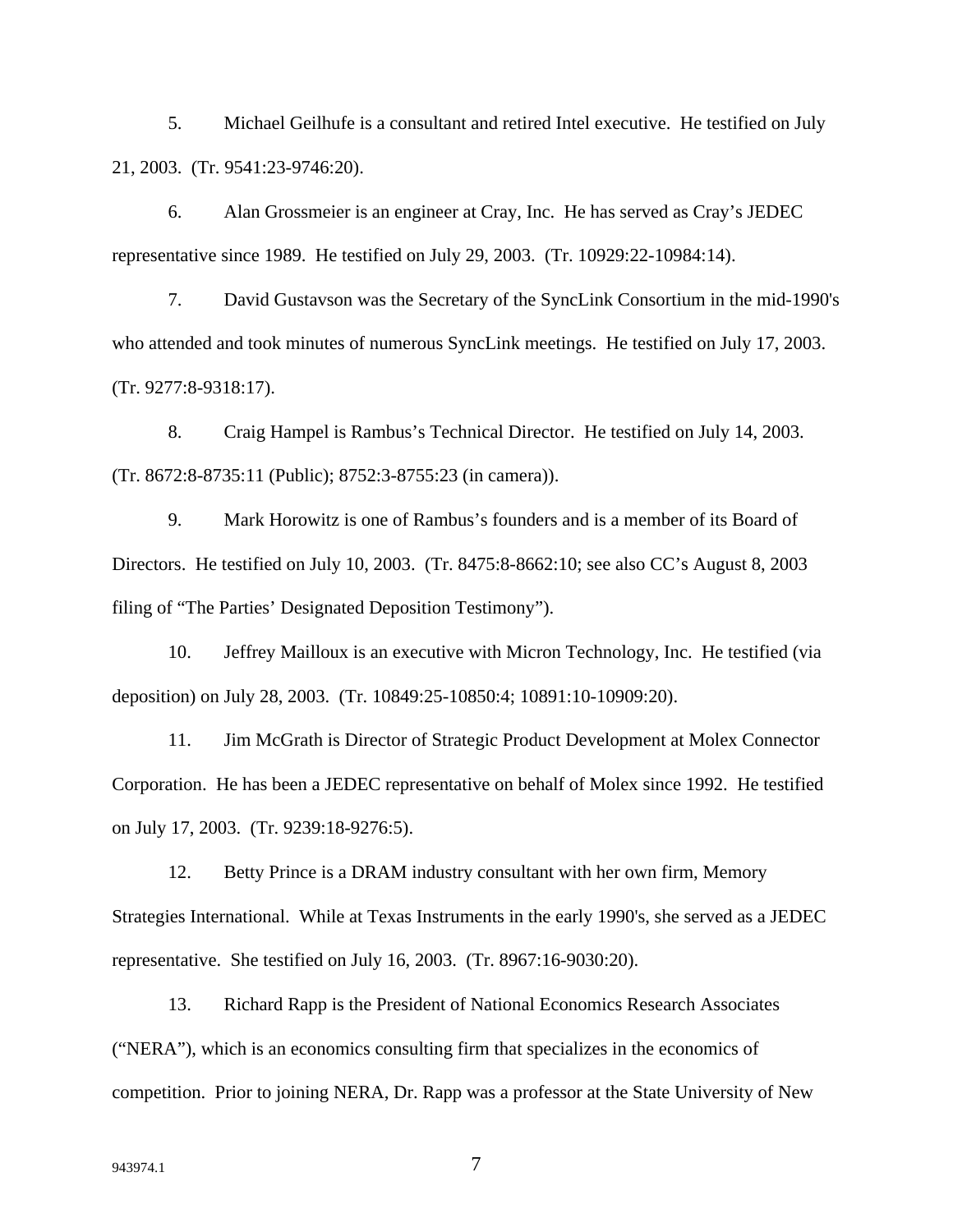5. Michael Geilhufe is a consultant and retired Intel executive. He testified on July 21, 2003. (Tr. 9541:23-9746:20).

6. Alan Grossmeier is an engineer at Cray, Inc. He has served as Cray's JEDEC representative since 1989. He testified on July 29, 2003. (Tr. 10929:22-10984:14).

7. David Gustavson was the Secretary of the SyncLink Consortium in the mid-1990's who attended and took minutes of numerous SyncLink meetings. He testified on July 17, 2003. (Tr. 9277:8-9318:17).

8. Craig Hampel is Rambus's Technical Director. He testified on July 14, 2003. (Tr. 8672:8-8735:11 (Public); 8752:3-8755:23 (in camera)).

9. Mark Horowitz is one of Rambus's founders and is a member of its Board of Directors. He testified on July 10, 2003. (Tr. 8475:8-8662:10; see also CC's August 8, 2003 filing of "The Parties' Designated Deposition Testimony").

10. Jeffrey Mailloux is an executive with Micron Technology, Inc. He testified (via deposition) on July 28, 2003. (Tr. 10849:25-10850:4; 10891:10-10909:20).

11. Jim McGrath is Director of Strategic Product Development at Molex Connector Corporation. He has been a JEDEC representative on behalf of Molex since 1992. He testified on July 17, 2003. (Tr. 9239:18-9276:5).

12. Betty Prince is a DRAM industry consultant with her own firm, Memory Strategies International. While at Texas Instruments in the early 1990's, she served as a JEDEC representative. She testified on July 16, 2003. (Tr. 8967:16-9030:20).

13. Richard Rapp is the President of National Economics Research Associates ("NERA"), which is an economics consulting firm that specializes in the economics of competition. Prior to joining NERA, Dr. Rapp was a professor at the State University of New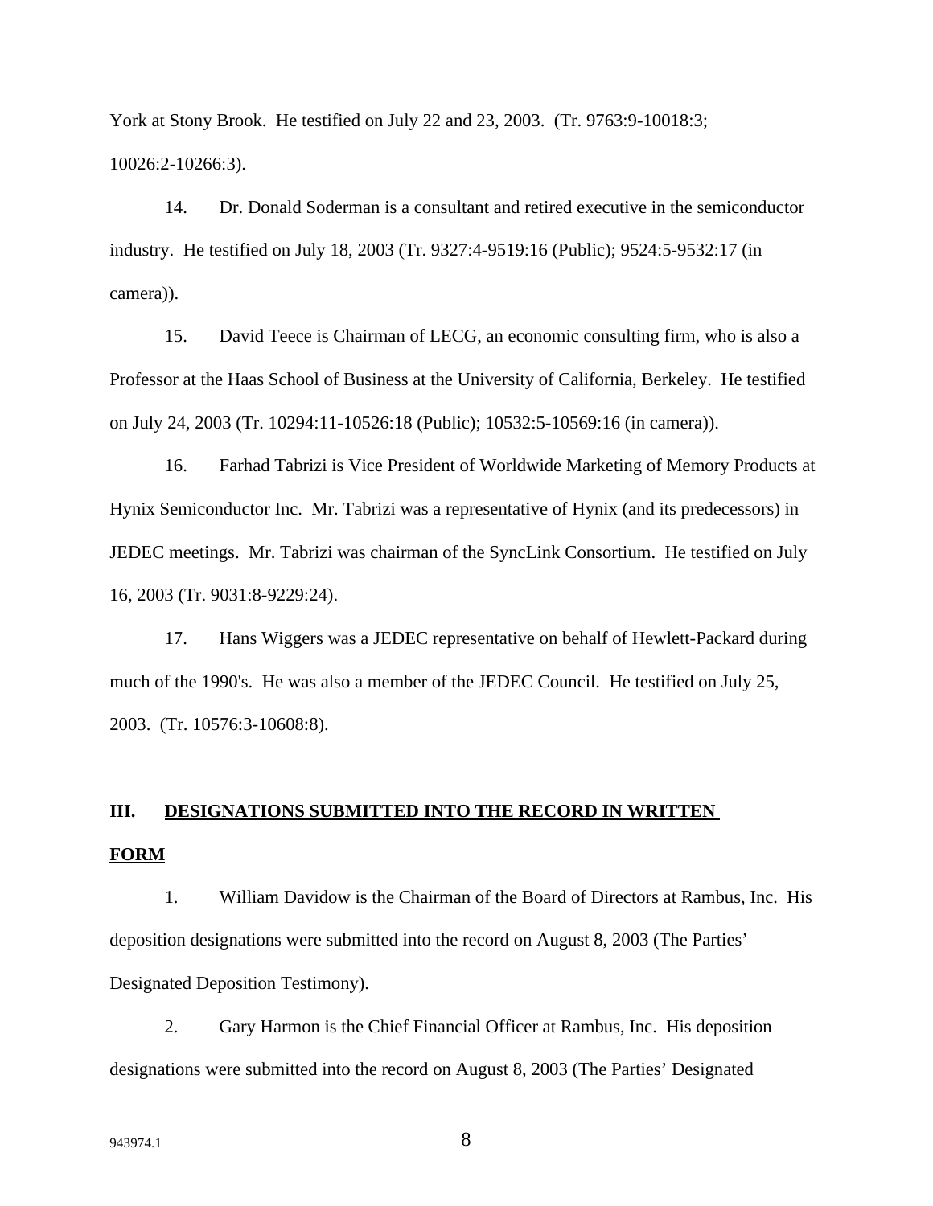York at Stony Brook. He testified on July 22 and 23, 2003. (Tr. 9763:9-10018:3; 10026:2-10266:3).

14. Dr. Donald Soderman is a consultant and retired executive in the semiconductor industry. He testified on July 18, 2003 (Tr. 9327:4-9519:16 (Public); 9524:5-9532:17 (in camera)).

15. David Teece is Chairman of LECG, an economic consulting firm, who is also a Professor at the Haas School of Business at the University of California, Berkeley. He testified on July 24, 2003 (Tr. 10294:11-10526:18 (Public); 10532:5-10569:16 (in camera)).

16. Farhad Tabrizi is Vice President of Worldwide Marketing of Memory Products at Hynix Semiconductor Inc. Mr. Tabrizi was a representative of Hynix (and its predecessors) in JEDEC meetings. Mr. Tabrizi was chairman of the SyncLink Consortium. He testified on July 16, 2003 (Tr. 9031:8-9229:24).

17. Hans Wiggers was a JEDEC representative on behalf of Hewlett-Packard during much of the 1990's. He was also a member of the JEDEC Council. He testified on July 25, 2003. (Tr. 10576:3-10608:8).

## III. DESIGNATIONS SUBMITTED INTO THE RECORD IN WRITTEN FORM

1. William Davidow is the Chairman of the Board of Directors at Rambus, Inc. His deposition designations were submitted into the record on August 8, 2003 (The Parties' Designated Deposition Testimony).

2. Gary Harmon is the Chief Financial Officer at Rambus, Inc. His deposition designations were submitted into the record on August 8, 2003 (The Parties' Designated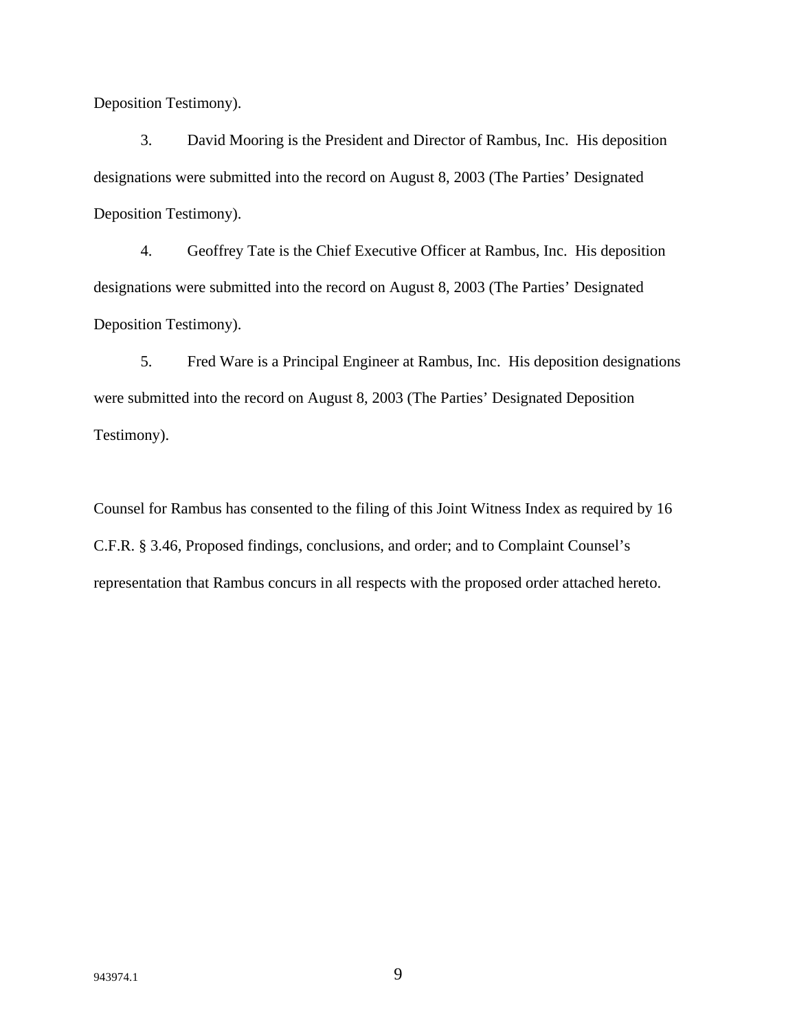Deposition Testimony).

3. David Mooring is the President and Director of Rambus, Inc. His deposition designations were submitted into the record on August 8, 2003 (The Parties' Designated Deposition Testimony).

4. Geoffrey Tate is the Chief Executive Officer at Rambus, Inc. His deposition designations were submitted into the record on August 8, 2003 (The Parties' Designated Deposition Testimony).

5. Fred Ware is a Principal Engineer at Rambus, Inc. His deposition designations were submitted into the record on August 8, 2003 (The Parties' Designated Deposition Testimony).

Counsel for Rambus has consented to the filing of this Joint Witness Index as required by 16 C.F.R. § 3.46, Proposed findings, conclusions, and order; and to Complaint Counsel's representation that Rambus concurs in all respects with the proposed order attached hereto.

943974.1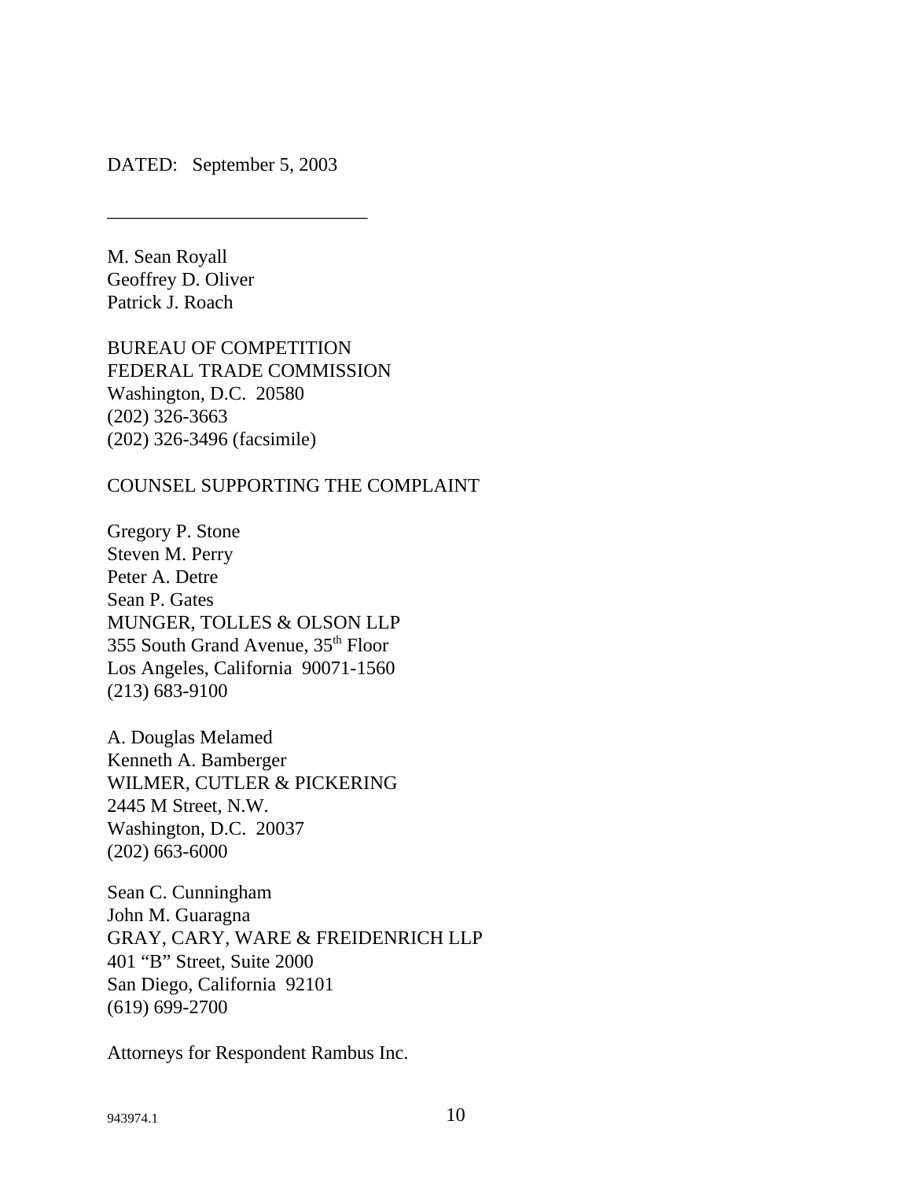DATED: September 5, 2003

___________________________

M. Sean Royall
Geoffrey D. Oliver
Patrick J. Roach

BUREAU OF COMPETITION
FEDERAL TRADE COMMISSION
Washington, D.C. 20580
(202) 326-3663
(202) 326-3496 (facsimile)

COUNSEL SUPPORTING THE COMPLAINT

Gregory P. Stone
Steven M. Perry
Peter A. Detre
Sean P. Gates
MUNGER, TOLLES & OLSON LLP
355 South Grand Avenue, 35th Floor
Los Angeles, California 90071-1560
(213) 683-9100

A. Douglas Melamed
Kenneth A. Bamberger
WILMER, CUTLER & PICKERING
2445 M Street, N.W.
Washington, D.C. 20037
(202) 663-6000

Sean C. Cunningham
John M. Guaragna
GRAY, CARY, WARE & FREIDENRICH LLP
401 "B" Street, Suite 2000
San Diego, California 92101
(619) 699-2700

Attorneys for Respondent Rambus Inc.

943974.1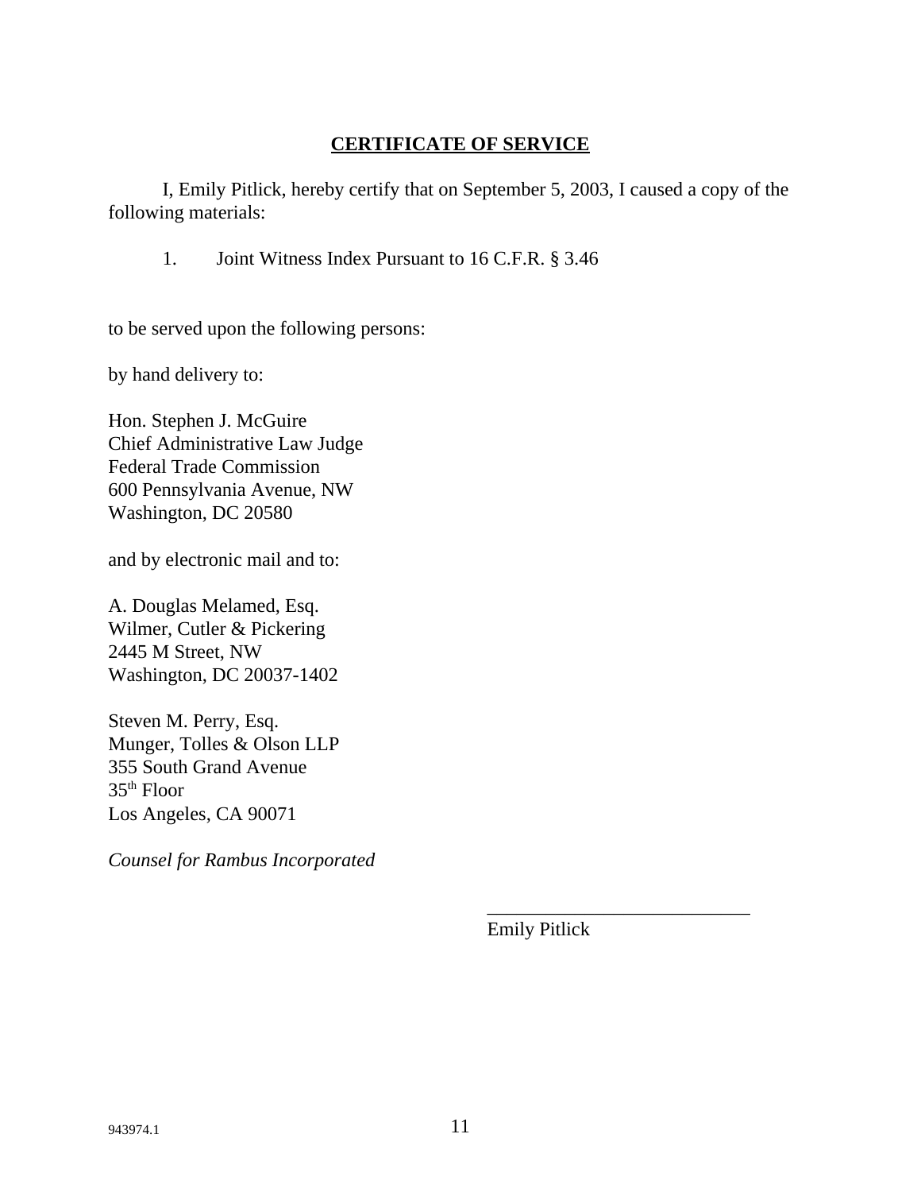**CERTIFICATE OF SERVICE**

I, Emily Pitlick, hereby certify that on September 5, 2003, I caused a copy of the following materials:

1. Joint Witness Index Pursuant to 16 C.F.R. § 3.46

to be served upon the following persons:

by hand delivery to:

Hon. Stephen J. McGuire
Chief Administrative Law Judge
Federal Trade Commission
600 Pennsylvania Avenue, NW
Washington, DC 20580

and by electronic mail and to:

A. Douglas Melamed, Esq.
Wilmer, Cutler & Pickering
2445 M Street, NW
Washington, DC 20037-1402

Steven M. Perry, Esq.
Munger, Tolles & Olson LLP
355 South Grand Avenue
35th Floor
Los Angeles, CA 90071

*Counsel for Rambus Incorporated*

\_\_\_\_\_\_\_\_\_\_\_\_\_\_\_\_\_\_\_\_\_\_\_\_\_\_\_\_
Emily Pitlick

943974.1